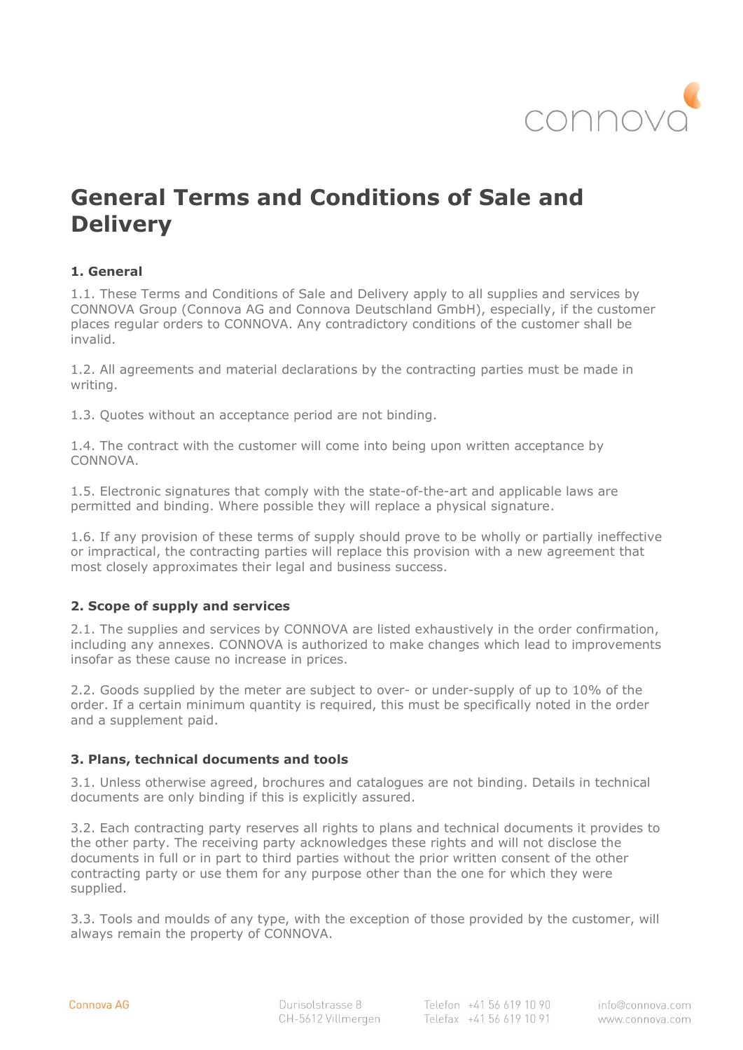# General Terms and Conditions of Sale and Delivery

## 1. General

1.1. These Terms and Conditions of Sale and Delivery apply to all supplies and services by CONNOVA Group (Connova AG and Connova Deutschland GmbH), especially, if the customer places regular orders to CONNOVA. Any contradictory conditions of the customer shall be invalid.

1.2. All agreements and material declarations by the contracting parties must be made in writing.

1.3. Quotes without an acceptance period are not binding.

1.4. The contract with the customer will come into being upon written acceptance by CONNOVA.

1.5. Electronic signatures that comply with the state-of-the-art and applicable laws are permitted and binding. Where possible they will replace a physical signature.

1.6. If any provision of these terms of supply should prove to be wholly or partially ineffective or impractical, the contracting parties will replace this provision with a new agreement that most closely approximates their legal and business success.

## 2. Scope of supply and services

2.1. The supplies and services by CONNOVA are listed exhaustively in the order confirmation, including any annexes. CONNOVA is authorized to make changes which lead to improvements insofar as these cause no increase in prices.

2.2. Goods supplied by the meter are subject to over- or under-supply of up to 10% of the order. If a certain minimum quantity is required, this must be specifically noted in the order and a supplement paid.

## 3. Plans, technical documents and tools

3.1. Unless otherwise agreed, brochures and catalogues are not binding. Details in technical documents are only binding if this is explicitly assured.

3.2. Each contracting party reserves all rights to plans and technical documents it provides to the other party. The receiving party acknowledges these rights and will not disclose the documents in full or in part to third parties without the prior written consent of the other contracting party or use them for any purpose other than the one for which they were supplied.

3.3. Tools and moulds of any type, with the exception of those provided by the customer, will always remain the property of CONNOVA.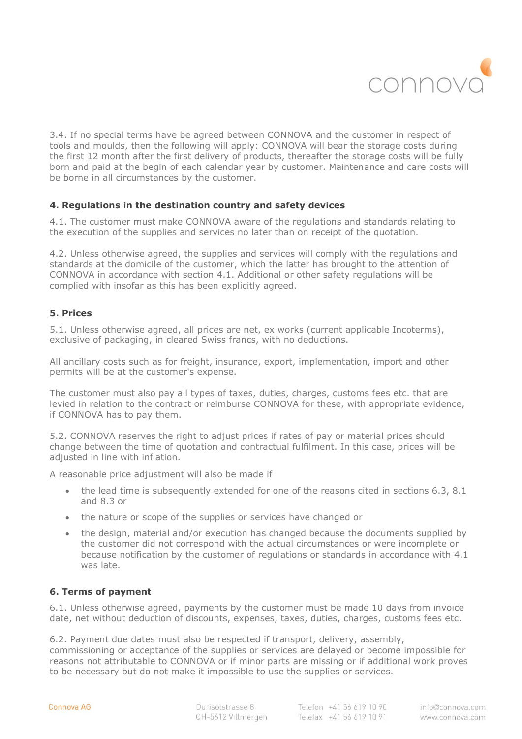3.4. If no special terms have be agreed between CONNOVA and the customer in respect of tools and moulds, then the following will apply: CONNOVA will bear the storage costs during the first 12 month after the first delivery of products, thereafter the storage costs will be fully born and paid at the begin of each calendar year by customer. Maintenance and care costs will be borne in all circumstances by the customer.

## 4. Regulations in the destination country and safety devices

4.1. The customer must make CONNOVA aware of the regulations and standards relating to the execution of the supplies and services no later than on receipt of the quotation.

4.2. Unless otherwise agreed, the supplies and services will comply with the regulations and standards at the domicile of the customer, which the latter has brought to the attention of CONNOVA in accordance with section 4.1. Additional or other safety regulations will be complied with insofar as this has been explicitly agreed.

## 5. Prices

5.1. Unless otherwise agreed, all prices are net, ex works (current applicable Incoterms), exclusive of packaging, in cleared Swiss francs, with no deductions.

All ancillary costs such as for freight, insurance, export, implementation, import and other permits will be at the customer's expense.

The customer must also pay all types of taxes, duties, charges, customs fees etc. that are levied in relation to the contract or reimburse CONNOVA for these, with appropriate evidence, if CONNOVA has to pay them.

5.2. CONNOVA reserves the right to adjust prices if rates of pay or material prices should change between the time of quotation and contractual fulfilment. In this case, prices will be adjusted in line with inflation.

A reasonable price adjustment will also be made if

- the lead time is subsequently extended for one of the reasons cited in sections 6.3, 8.1 and 8.3 or
- the nature or scope of the supplies or services have changed or
- the design, material and/or execution has changed because the documents supplied by the customer did not correspond with the actual circumstances or were incomplete or because notification by the customer of regulations or standards in accordance with 4.1 was late.

## 6. Terms of payment

6.1. Unless otherwise agreed, payments by the customer must be made 10 days from invoice date, net without deduction of discounts, expenses, taxes, duties, charges, customs fees etc.

6.2. Payment due dates must also be respected if transport, delivery, assembly, commissioning or acceptance of the supplies or services are delayed or become impossible for reasons not attributable to CONNOVA or if minor parts are missing or if additional work proves to be necessary but do not make it impossible to use the supplies or services.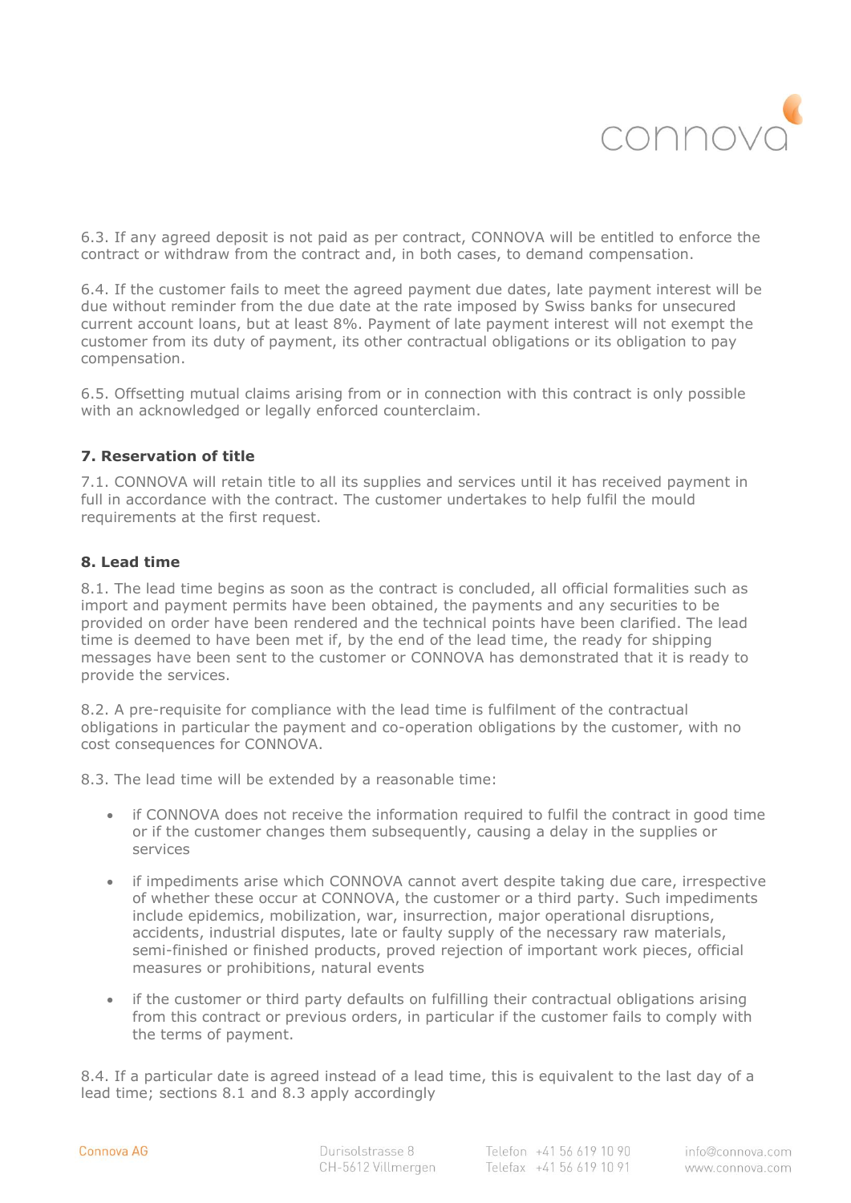6.3. If any agreed deposit is not paid as per contract, CONNOVA will be entitled to enforce the contract or withdraw from the contract and, in both cases, to demand compensation.

6.4. If the customer fails to meet the agreed payment due dates, late payment interest will be due without reminder from the due date at the rate imposed by Swiss banks for unsecured current account loans, but at least 8%. Payment of late payment interest will not exempt the customer from its duty of payment, its other contractual obligations or its obligation to pay compensation.

6.5. Offsetting mutual claims arising from or in connection with this contract is only possible with an acknowledged or legally enforced counterclaim.

### 7. Reservation of title

7.1. CONNOVA will retain title to all its supplies and services until it has received payment in full in accordance with the contract. The customer undertakes to help fulfil the mould requirements at the first request.

### 8. Lead time

8.1. The lead time begins as soon as the contract is concluded, all official formalities such as import and payment permits have been obtained, the payments and any securities to be provided on order have been rendered and the technical points have been clarified. The lead time is deemed to have been met if, by the end of the lead time, the ready for shipping messages have been sent to the customer or CONNOVA has demonstrated that it is ready to provide the services.

8.2. A pre-requisite for compliance with the lead time is fulfilment of the contractual obligations in particular the payment and co-operation obligations by the customer, with no cost consequences for CONNOVA.

8.3. The lead time will be extended by a reasonable time:

- if CONNOVA does not receive the information required to fulfil the contract in good time or if the customer changes them subsequently, causing a delay in the supplies or services
- if impediments arise which CONNOVA cannot avert despite taking due care, irrespective of whether these occur at CONNOVA, the customer or a third party. Such impediments include epidemics, mobilization, war, insurrection, major operational disruptions, accidents, industrial disputes, late or faulty supply of the necessary raw materials, semi-finished or finished products, proved rejection of important work pieces, official measures or prohibitions, natural events
- if the customer or third party defaults on fulfilling their contractual obligations arising from this contract or previous orders, in particular if the customer fails to comply with the terms of payment.

8.4. If a particular date is agreed instead of a lead time, this is equivalent to the last day of a lead time; sections 8.1 and 8.3 apply accordingly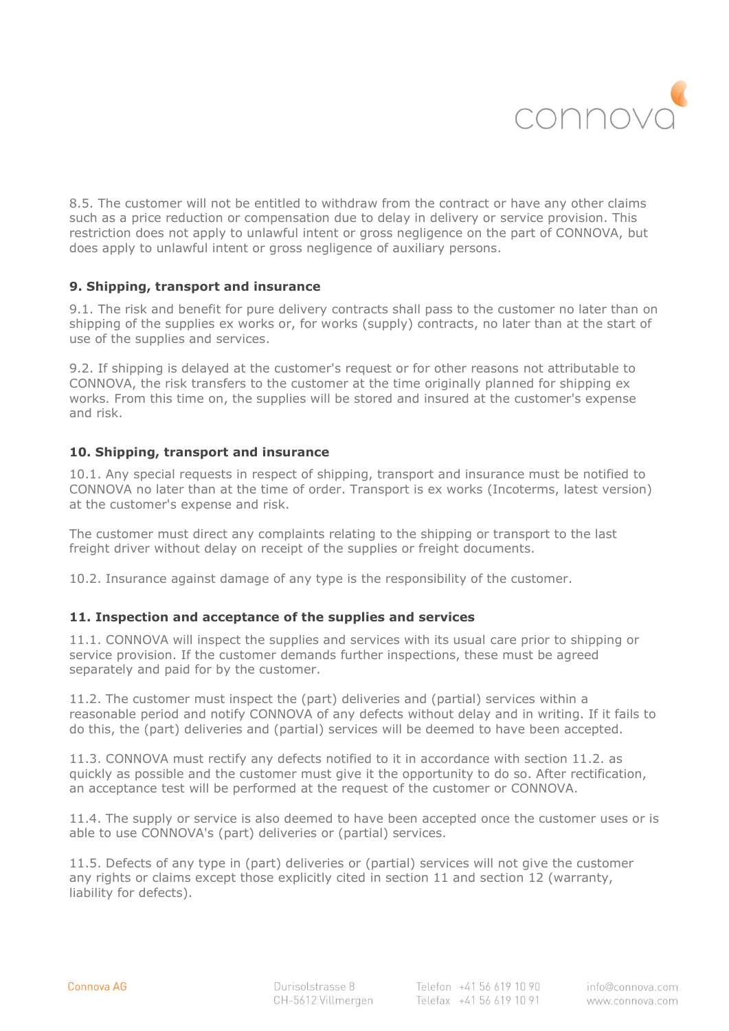8.5. The customer will not be entitled to withdraw from the contract or have any other claims such as a price reduction or compensation due to delay in delivery or service provision. This restriction does not apply to unlawful intent or gross negligence on the part of CONNOVA, but does apply to unlawful intent or gross negligence of auxiliary persons.

**9. Shipping, transport and insurance**

9.1. The risk and benefit for pure delivery contracts shall pass to the customer no later than on shipping of the supplies ex works or, for works (supply) contracts, no later than at the start of use of the supplies and services.

9.2. If shipping is delayed at the customer's request or for other reasons not attributable to CONNOVA, the risk transfers to the customer at the time originally planned for shipping ex works. From this time on, the supplies will be stored and insured at the customer's expense and risk.

**10. Shipping, transport and insurance**

10.1. Any special requests in respect of shipping, transport and insurance must be notified to CONNOVA no later than at the time of order. Transport is ex works (Incoterms, latest version) at the customer's expense and risk.

The customer must direct any complaints relating to the shipping or transport to the last freight driver without delay on receipt of the supplies or freight documents.

10.2. Insurance against damage of any type is the responsibility of the customer.

**11. Inspection and acceptance of the supplies and services**

11.1. CONNOVA will inspect the supplies and services with its usual care prior to shipping or service provision. If the customer demands further inspections, these must be agreed separately and paid for by the customer.

11.2. The customer must inspect the (part) deliveries and (partial) services within a reasonable period and notify CONNOVA of any defects without delay and in writing. If it fails to do this, the (part) deliveries and (partial) services will be deemed to have been accepted.

11.3. CONNOVA must rectify any defects notified to it in accordance with section 11.2. as quickly as possible and the customer must give it the opportunity to do so. After rectification, an acceptance test will be performed at the request of the customer or CONNOVA.

11.4. The supply or service is also deemed to have been accepted once the customer uses or is able to use CONNOVA's (part) deliveries or (partial) services.

11.5. Defects of any type in (part) deliveries or (partial) services will not give the customer any rights or claims except those explicitly cited in section 11 and section 12 (warranty, liability for defects).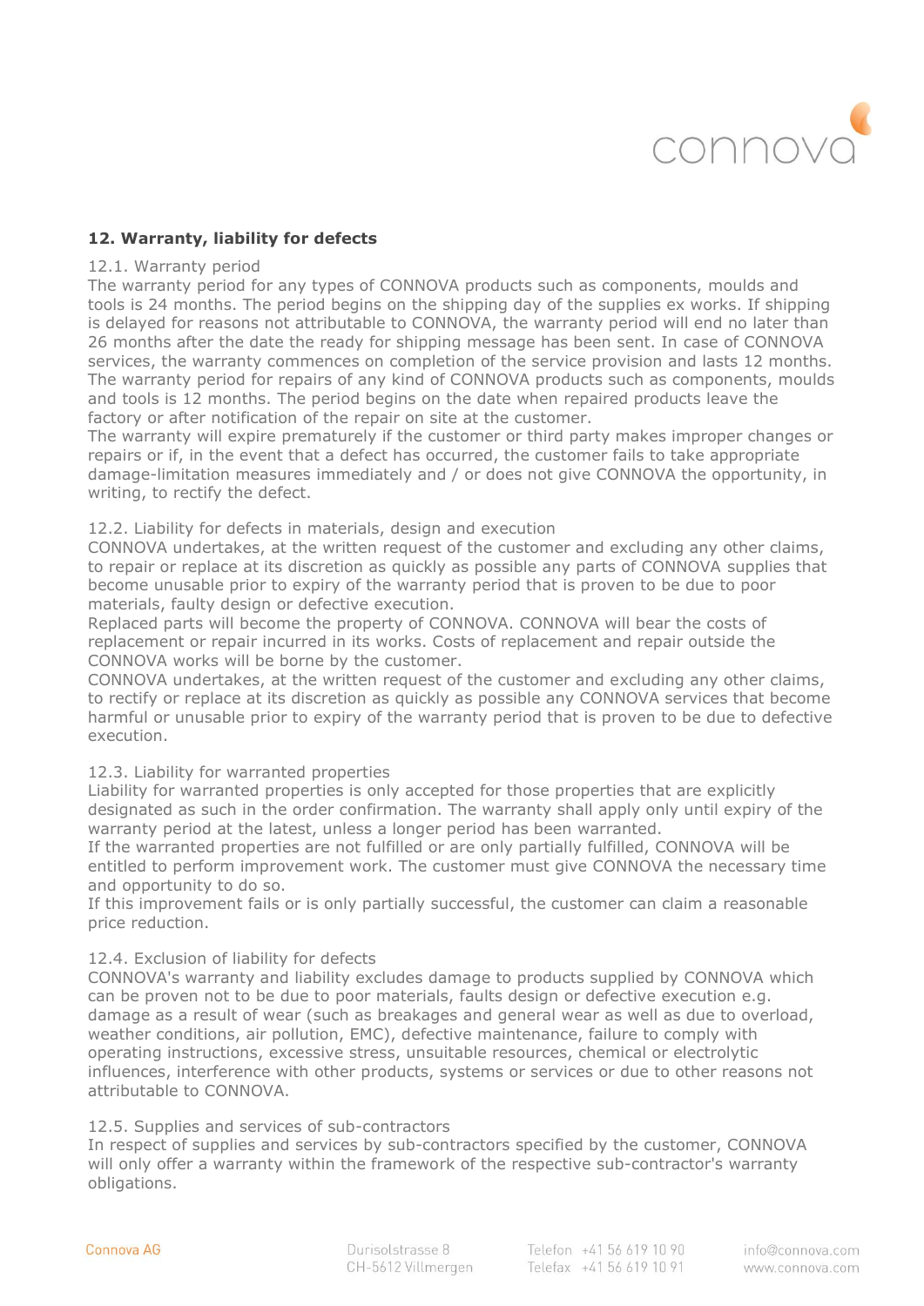## 12. Warranty, liability for defects

### 12.1. Warranty period

The warranty period for any types of CONNOVA products such as components, moulds and tools is 24 months. The period begins on the shipping day of the supplies ex works. If shipping is delayed for reasons not attributable to CONNOVA, the warranty period will end no later than 26 months after the date the ready for shipping message has been sent. In case of CONNOVA services, the warranty commences on completion of the service provision and lasts 12 months. The warranty period for repairs of any kind of CONNOVA products such as components, moulds and tools is 12 months. The period begins on the date when repaired products leave the factory or after notification of the repair on site at the customer.

The warranty will expire prematurely if the customer or third party makes improper changes or repairs or if, in the event that a defect has occurred, the customer fails to take appropriate damage-limitation measures immediately and / or does not give CONNOVA the opportunity, in writing, to rectify the defect.

### 12.2. Liability for defects in materials, design and execution

CONNOVA undertakes, at the written request of the customer and excluding any other claims, to repair or replace at its discretion as quickly as possible any parts of CONNOVA supplies that become unusable prior to expiry of the warranty period that is proven to be due to poor materials, faulty design or defective execution.

Replaced parts will become the property of CONNOVA. CONNOVA will bear the costs of replacement or repair incurred in its works. Costs of replacement and repair outside the CONNOVA works will be borne by the customer.

CONNOVA undertakes, at the written request of the customer and excluding any other claims, to rectify or replace at its discretion as quickly as possible any CONNOVA services that become harmful or unusable prior to expiry of the warranty period that is proven to be due to defective execution.

### 12.3. Liability for warranted properties

Liability for warranted properties is only accepted for those properties that are explicitly designated as such in the order confirmation. The warranty shall apply only until expiry of the warranty period at the latest, unless a longer period has been warranted.

If the warranted properties are not fulfilled or are only partially fulfilled, CONNOVA will be entitled to perform improvement work. The customer must give CONNOVA the necessary time and opportunity to do so.

If this improvement fails or is only partially successful, the customer can claim a reasonable price reduction.

### 12.4. Exclusion of liability for defects

CONNOVA's warranty and liability excludes damage to products supplied by CONNOVA which can be proven not to be due to poor materials, faults design or defective execution e.g. damage as a result of wear (such as breakages and general wear as well as due to overload, weather conditions, air pollution, EMC), defective maintenance, failure to comply with operating instructions, excessive stress, unsuitable resources, chemical or electrolytic influences, interference with other products, systems or services or due to other reasons not attributable to CONNOVA.

### 12.5. Supplies and services of sub-contractors

In respect of supplies and services by sub-contractors specified by the customer, CONNOVA will only offer a warranty within the framework of the respective sub-contractor's warranty obligations.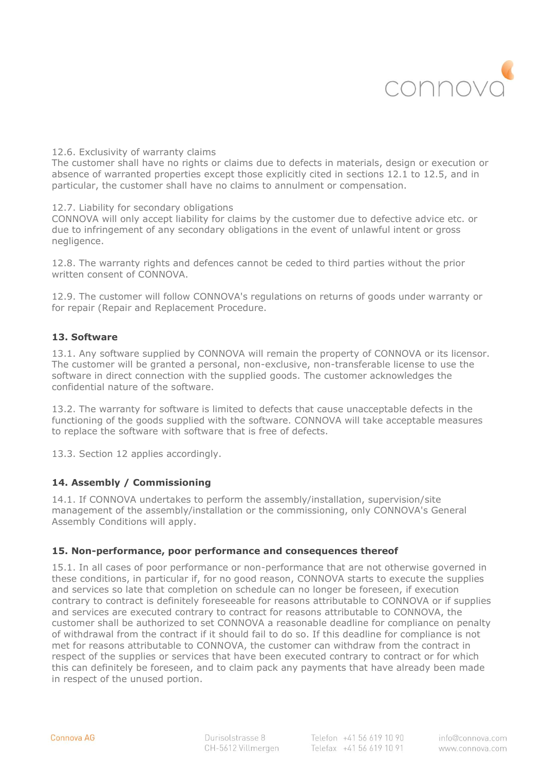12.6. Exclusivity of warranty claims
The customer shall have no rights or claims due to defects in materials, design or execution or absence of warranted properties except those explicitly cited in sections 12.1 to 12.5, and in particular, the customer shall have no claims to annulment or compensation.

12.7. Liability for secondary obligations
CONNOVA will only accept liability for claims by the customer due to defective advice etc. or due to infringement of any secondary obligations in the event of unlawful intent or gross negligence.

12.8. The warranty rights and defences cannot be ceded to third parties without the prior written consent of CONNOVA.

12.9. The customer will follow CONNOVA's regulations on returns of goods under warranty or for repair (Repair and Replacement Procedure.

## 13. Software

13.1. Any software supplied by CONNOVA will remain the property of CONNOVA or its licensor. The customer will be granted a personal, non-exclusive, non-transferable license to use the software in direct connection with the supplied goods. The customer acknowledges the confidential nature of the software.

13.2. The warranty for software is limited to defects that cause unacceptable defects in the functioning of the goods supplied with the software. CONNOVA will take acceptable measures to replace the software with software that is free of defects.

13.3. Section 12 applies accordingly.

## 14. Assembly / Commissioning

14.1. If CONNOVA undertakes to perform the assembly/installation, supervision/site management of the assembly/installation or the commissioning, only CONNOVA's General Assembly Conditions will apply.

## 15. Non-performance, poor performance and consequences thereof

15.1. In all cases of poor performance or non-performance that are not otherwise governed in these conditions, in particular if, for no good reason, CONNOVA starts to execute the supplies and services so late that completion on schedule can no longer be foreseen, if execution contrary to contract is definitely foreseeable for reasons attributable to CONNOVA or if supplies and services are executed contrary to contract for reasons attributable to CONNOVA, the customer shall be authorized to set CONNOVA a reasonable deadline for compliance on penalty of withdrawal from the contract if it should fail to do so. If this deadline for compliance is not met for reasons attributable to CONNOVA, the customer can withdraw from the contract in respect of the supplies or services that have been executed contrary to contract or for which this can definitely be foreseen, and to claim pack any payments that have already been made in respect of the unused portion.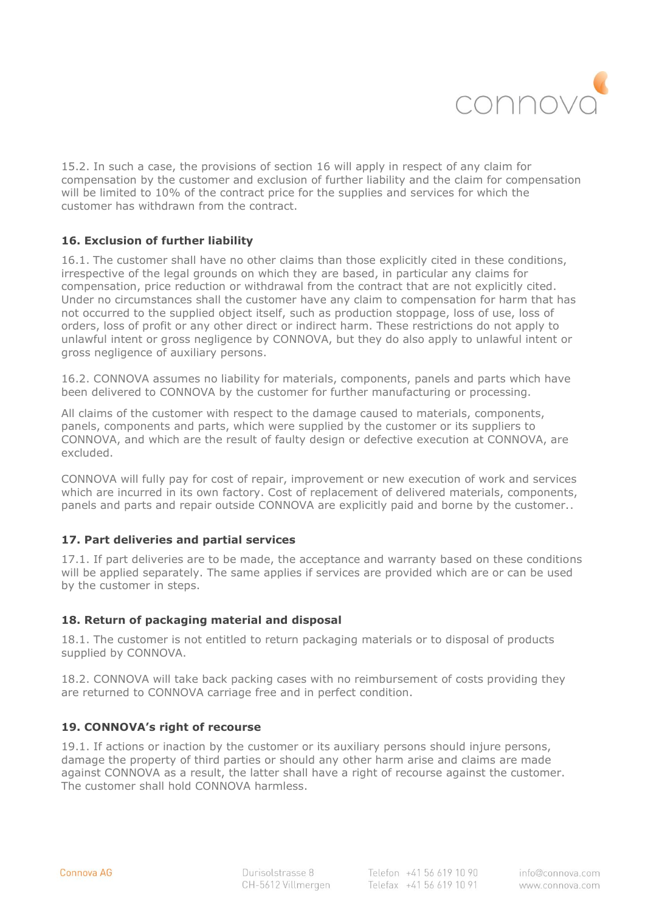15.2. In such a case, the provisions of section 16 will apply in respect of any claim for compensation by the customer and exclusion of further liability and the claim for compensation will be limited to 10% of the contract price for the supplies and services for which the customer has withdrawn from the contract.

## 16. Exclusion of further liability

16.1. The customer shall have no other claims than those explicitly cited in these conditions, irrespective of the legal grounds on which they are based, in particular any claims for compensation, price reduction or withdrawal from the contract that are not explicitly cited. Under no circumstances shall the customer have any claim to compensation for harm that has not occurred to the supplied object itself, such as production stoppage, loss of use, loss of orders, loss of profit or any other direct or indirect harm. These restrictions do not apply to unlawful intent or gross negligence by CONNOVA, but they do also apply to unlawful intent or gross negligence of auxiliary persons.

16.2. CONNOVA assumes no liability for materials, components, panels and parts which have been delivered to CONNOVA by the customer for further manufacturing or processing.

All claims of the customer with respect to the damage caused to materials, components, panels, components and parts, which were supplied by the customer or its suppliers to CONNOVA, and which are the result of faulty design or defective execution at CONNOVA, are excluded.

CONNOVA will fully pay for cost of repair, improvement or new execution of work and services which are incurred in its own factory. Cost of replacement of delivered materials, components, panels and parts and repair outside CONNOVA are explicitly paid and borne by the customer..

## 17. Part deliveries and partial services

17.1. If part deliveries are to be made, the acceptance and warranty based on these conditions will be applied separately. The same applies if services are provided which are or can be used by the customer in steps.

## 18. Return of packaging material and disposal

18.1. The customer is not entitled to return packaging materials or to disposal of products supplied by CONNOVA.

18.2. CONNOVA will take back packing cases with no reimbursement of costs providing they are returned to CONNOVA carriage free and in perfect condition.

## 19. CONNOVA's right of recourse

19.1. If actions or inaction by the customer or its auxiliary persons should injure persons, damage the property of third parties or should any other harm arise and claims are made against CONNOVA as a result, the latter shall have a right of recourse against the customer. The customer shall hold CONNOVA harmless.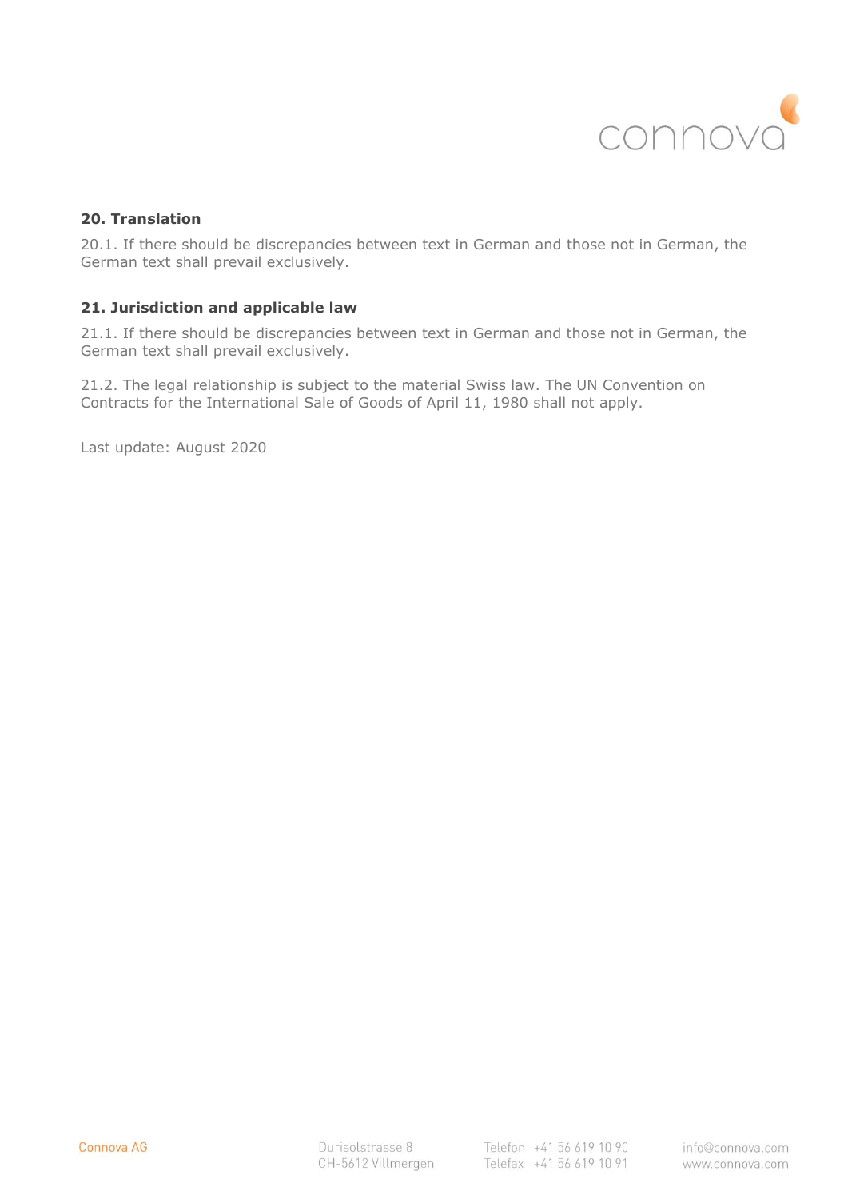## 20. Translation

20.1. If there should be discrepancies between text in German and those not in German, the German text shall prevail exclusively.

## 21. Jurisdiction and applicable law

21.1. If there should be discrepancies between text in German and those not in German, the German text shall prevail exclusively.

21.2. The legal relationship is subject to the material Swiss law. The UN Convention on Contracts for the International Sale of Goods of April 11, 1980 shall not apply.

Last update: August 2020